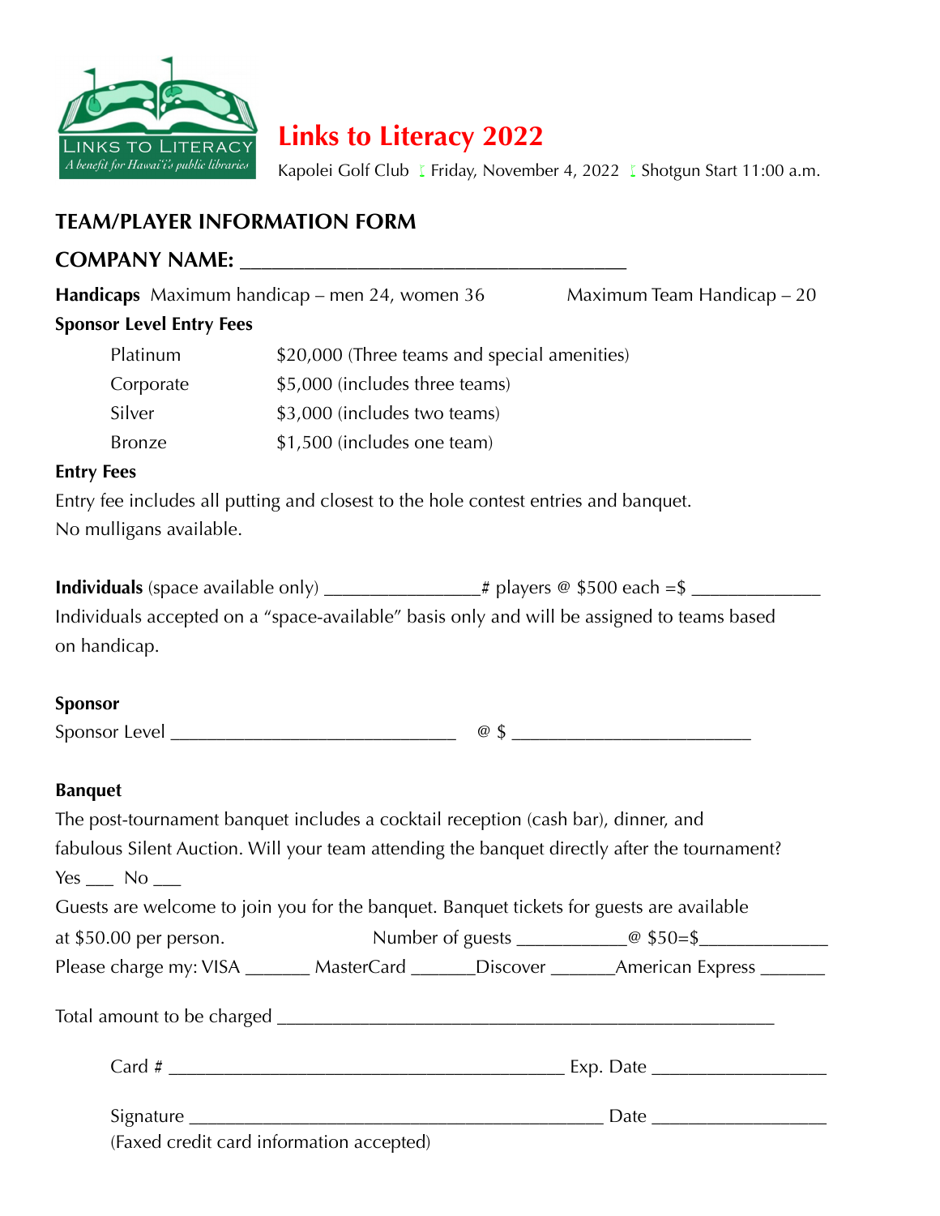LINKS TO LITERACY

*A benefit for Hawai'i's public libraries*

# Links to Literacy 2022

Kapolei Golf Club ⁞ Friday, November 4, 2022 ⁞ Shotgun Start 11:00 a.m.

## TEAM/PLAYER INFORMATION FORM

## COMPANY NAME: ______________________________________

**Handicaps** Maximum handicap – men 24, women 36 Maximum Team Handicap – 20

**Sponsor Level Entry Fees**

| | |
|---|---|
| Platinum | $20,000 (Three teams and special amenities) |
| Corporate | $5,000 (includes three teams) |
| Silver | $3,000 (includes two teams) |
| Bronze | $1,500 (includes one team) |

**Entry Fees**

Entry fee includes all putting and closest to the hole contest entries and banquet.
No mulligans available.

**Individuals** (space available only) ________________# players @ $500 each =$ ______________
Individuals accepted on a "space-available" basis only and will be assigned to teams based on handicap.

**Sponsor**

Sponsor Level ______________________________ @ $ _________________________

**Banquet**

The post-tournament banquet includes a cocktail reception (cash bar), dinner, and fabulous Silent Auction. Will your team attending the banquet directly after the tournament?
Yes ___ No ___

Guests are welcome to join you for the banquet. Banquet tickets for guests are available at $50.00 per person. Number of guests ___________@ $50=$_____________

Please charge my: VISA _______ MasterCard _______Discover _______American Express _______

Total amount to be charged ____________________________________________________

Card # ________________________________________ Exp. Date _________________

Signature ____________________________________________ Date _________________

(Faxed credit card information accepted)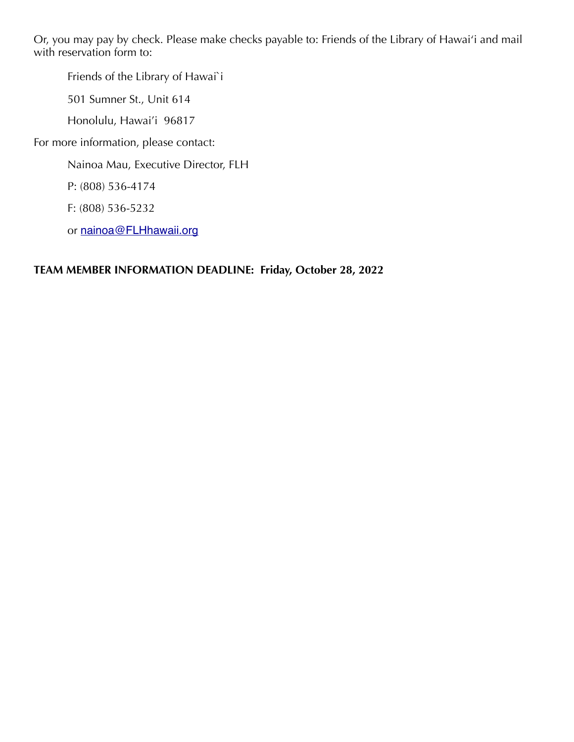Or, you may pay by check. Please make checks payable to: Friends of the Library of Hawaiʻi and mail with reservation form to:

Friends of the Library of Hawai`i

501 Sumner St., Unit 614

Honolulu, Hawai'i  96817

For more information, please contact:

Nainoa Mau, Executive Director, FLH

P: (808) 536-4174

F: (808) 536-5232

or nainoa@FLHhawaii.org

**TEAM MEMBER INFORMATION DEADLINE:  Friday, October 28, 2022**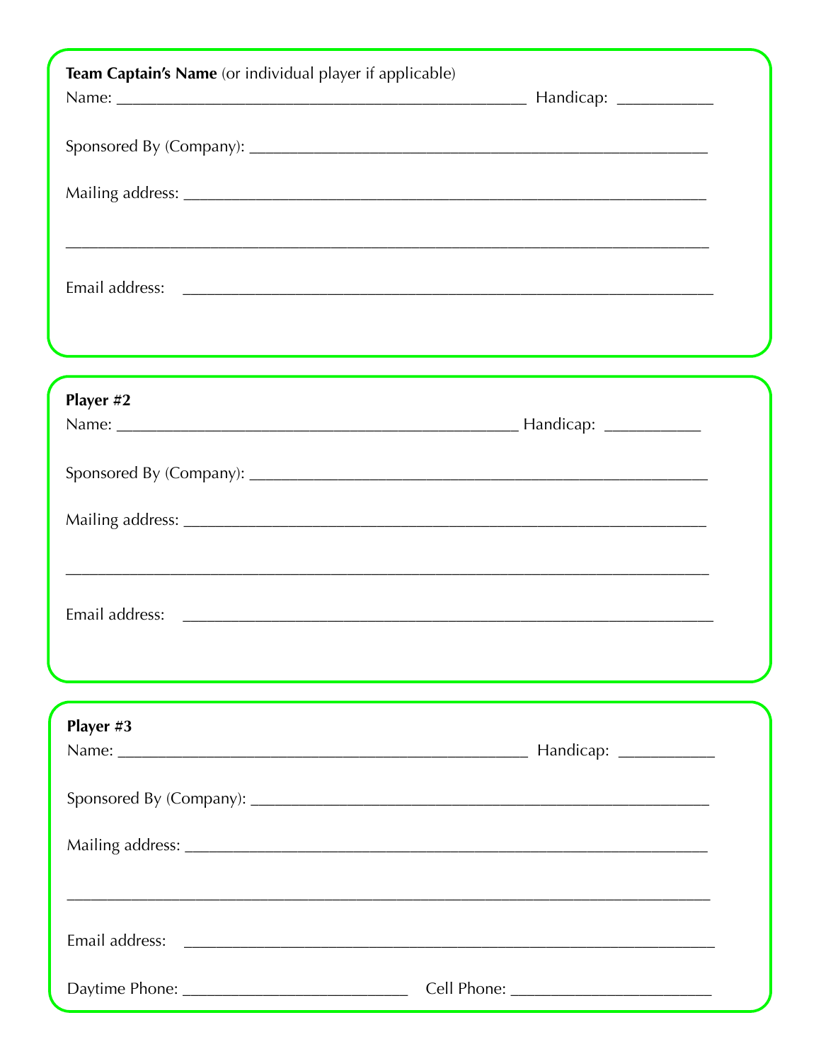**Team Captain's Name** (or individual player if applicable)

Name: ______________________________________________ Handicap: __________

Sponsored By (Company): ___________________________________________________

Mailing address: _________________________________________________________

__________________________________________________________________________

Email address: ___________________________________________________________

**Player #2**

Name: ______________________________________________ Handicap: __________

Sponsored By (Company): ___________________________________________________

Mailing address: _________________________________________________________

__________________________________________________________________________

Email address: ___________________________________________________________

**Player #3**

Name: ______________________________________________ Handicap: __________

Sponsored By (Company): ___________________________________________________

Mailing address: _________________________________________________________

__________________________________________________________________________

Email address: ___________________________________________________________

Daytime Phone: ________________________ Cell Phone: ______________________